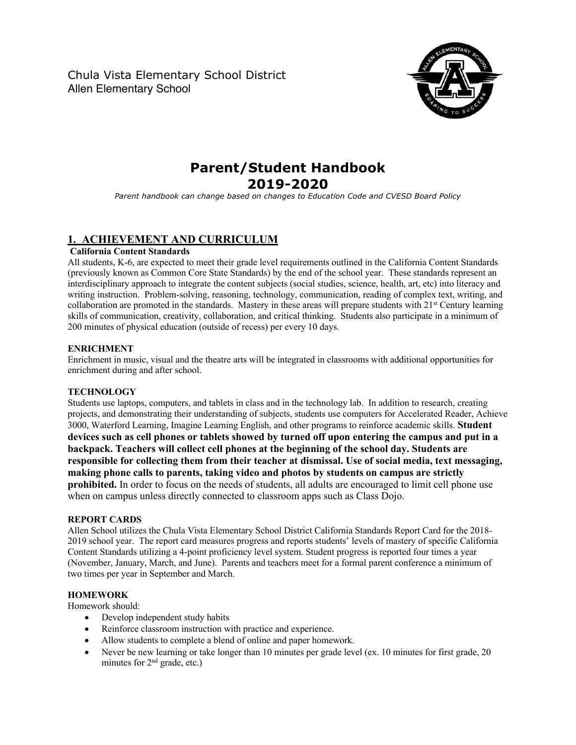Chula Vista Elementary School District
Allen Elementary School

# Parent/Student Handbook
# 2019-2020

*Parent handbook can change based on changes to Education Code and CVESD Board Policy*

## 1. ACHIEVEMENT AND CURRICULUM

**California Content Standards**

All students, K-6, are expected to meet their grade level requirements outlined in the California Content Standards (previously known as Common Core State Standards) by the end of the school year. These standards represent an interdisciplinary approach to integrate the content subjects (social studies, science, health, art, etc) into literacy and writing instruction. Problem-solving, reasoning, technology, communication, reading of complex text, writing, and collaboration are promoted in the standards. Mastery in these areas will prepare students with 21st Century learning skills of communication, creativity, collaboration, and critical thinking. Students also participate in a minimum of 200 minutes of physical education (outside of recess) per every 10 days.

### ENRICHMENT

Enrichment in music, visual and the theatre arts will be integrated in classrooms with additional opportunities for enrichment during and after school.

### TECHNOLOGY

Students use laptops, computers, and tablets in class and in the technology lab. In addition to research, creating projects, and demonstrating their understanding of subjects, students use computers for Accelerated Reader, Achieve 3000, Waterford Learning, Imagine Learning English, and other programs to reinforce academic skills. **Student devices such as cell phones or tablets showed by turned off upon entering the campus and put in a backpack. Teachers will collect cell phones at the beginning of the school day. Students are responsible for collecting them from their teacher at dismissal. Use of social media, text messaging, making phone calls to parents, taking video and photos by students on campus are strictly prohibited.** In order to focus on the needs of students, all adults are encouraged to limit cell phone use when on campus unless directly connected to classroom apps such as Class Dojo.

### REPORT CARDS

Allen School utilizes the Chula Vista Elementary School District California Standards Report Card for the 2018-2019 school year. The report card measures progress and reports students' levels of mastery of specific California Content Standards utilizing a 4-point proficiency level system. Student progress is reported four times a year (November, January, March, and June). Parents and teachers meet for a formal parent conference a minimum of two times per year in September and March.

### HOMEWORK

Homework should:

- Develop independent study habits
- Reinforce classroom instruction with practice and experience.
- Allow students to complete a blend of online and paper homework.
- Never be new learning or take longer than 10 minutes per grade level (ex. 10 minutes for first grade, 20 minutes for 2nd grade, etc.)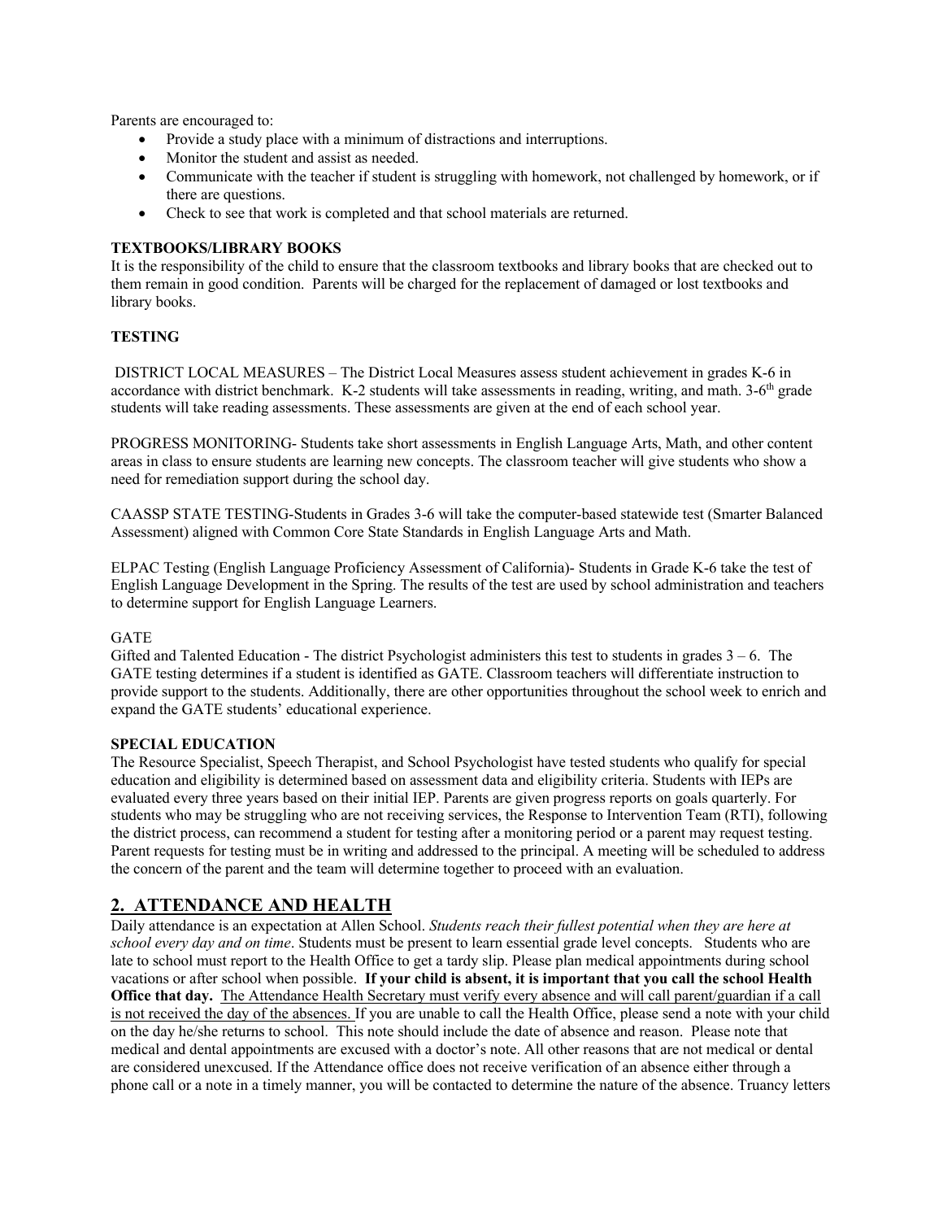Parents are encouraged to:

- Provide a study place with a minimum of distractions and interruptions.
- Monitor the student and assist as needed.
- Communicate with the teacher if student is struggling with homework, not challenged by homework, or if there are questions.
- Check to see that work is completed and that school materials are returned.

**TEXTBOOKS/LIBRARY BOOKS**

It is the responsibility of the child to ensure that the classroom textbooks and library books that are checked out to them remain in good condition. Parents will be charged for the replacement of damaged or lost textbooks and library books.

**TESTING**

DISTRICT LOCAL MEASURES – The District Local Measures assess student achievement in grades K-6 in accordance with district benchmark. K-2 students will take assessments in reading, writing, and math. 3-6th grade students will take reading assessments. These assessments are given at the end of each school year.

PROGRESS MONITORING- Students take short assessments in English Language Arts, Math, and other content areas in class to ensure students are learning new concepts. The classroom teacher will give students who show a need for remediation support during the school day.

CAASSP STATE TESTING-Students in Grades 3-6 will take the computer-based statewide test (Smarter Balanced Assessment) aligned with Common Core State Standards in English Language Arts and Math.

ELPAC Testing (English Language Proficiency Assessment of California)- Students in Grade K-6 take the test of English Language Development in the Spring. The results of the test are used by school administration and teachers to determine support for English Language Learners.

GATE

Gifted and Talented Education - The district Psychologist administers this test to students in grades 3 – 6. The GATE testing determines if a student is identified as GATE. Classroom teachers will differentiate instruction to provide support to the students. Additionally, there are other opportunities throughout the school week to enrich and expand the GATE students' educational experience.

**SPECIAL EDUCATION**

The Resource Specialist, Speech Therapist, and School Psychologist have tested students who qualify for special education and eligibility is determined based on assessment data and eligibility criteria. Students with IEPs are evaluated every three years based on their initial IEP. Parents are given progress reports on goals quarterly. For students who may be struggling who are not receiving services, the Response to Intervention Team (RTI), following the district process, can recommend a student for testing after a monitoring period or a parent may request testing. Parent requests for testing must be in writing and addressed to the principal. A meeting will be scheduled to address the concern of the parent and the team will determine together to proceed with an evaluation.

## 2. ATTENDANCE AND HEALTH

Daily attendance is an expectation at Allen School. *Students reach their fullest potential when they are here at school every day and on time*. Students must be present to learn essential grade level concepts. Students who are late to school must report to the Health Office to get a tardy slip. Please plan medical appointments during school vacations or after school when possible. **If your child is absent, it is important that you call the school Health Office that day.** The Attendance Health Secretary must verify every absence and will call parent/guardian if a call is not received the day of the absences. If you are unable to call the Health Office, please send a note with your child on the day he/she returns to school. This note should include the date of absence and reason. Please note that medical and dental appointments are excused with a doctor's note. All other reasons that are not medical or dental are considered unexcused. If the Attendance office does not receive verification of an absence either through a phone call or a note in a timely manner, you will be contacted to determine the nature of the absence. Truancy letters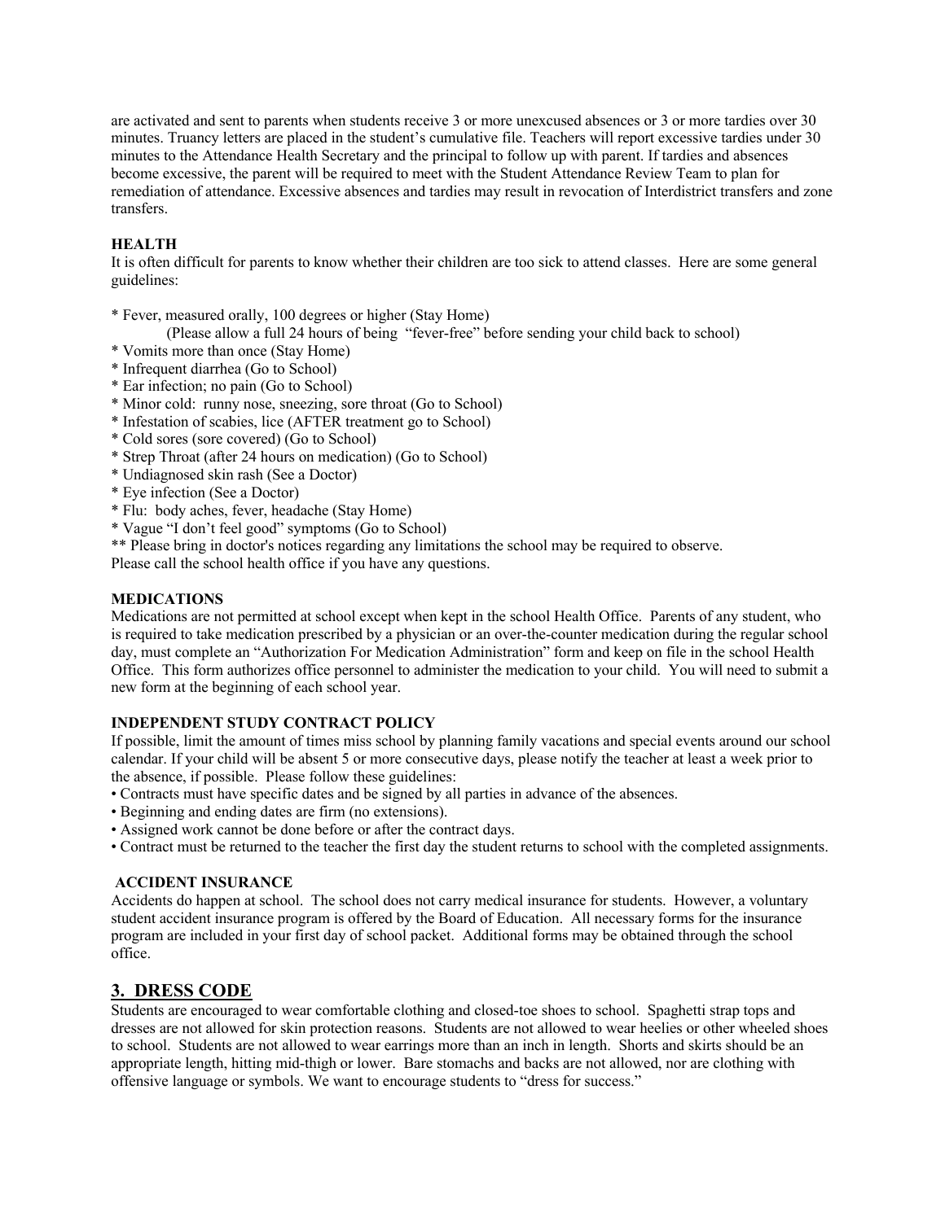are activated and sent to parents when students receive 3 or more unexcused absences or 3 or more tardies over 30 minutes. Truancy letters are placed in the student's cumulative file. Teachers will report excessive tardies under 30 minutes to the Attendance Health Secretary and the principal to follow up with parent. If tardies and absences become excessive, the parent will be required to meet with the Student Attendance Review Team to plan for remediation of attendance. Excessive absences and tardies may result in revocation of Interdistrict transfers and zone transfers.

**HEALTH**

It is often difficult for parents to know whether their children are too sick to attend classes. Here are some general guidelines:

* Fever, measured orally, 100 degrees or higher (Stay Home)
    (Please allow a full 24 hours of being "fever-free" before sending your child back to school)
* Vomits more than once (Stay Home)
* Infrequent diarrhea (Go to School)
* Ear infection; no pain (Go to School)
* Minor cold: runny nose, sneezing, sore throat (Go to School)
* Infestation of scabies, lice (AFTER treatment go to School)
* Cold sores (sore covered) (Go to School)
* Strep Throat (after 24 hours on medication) (Go to School)
* Undiagnosed skin rash (See a Doctor)
* Eye infection (See a Doctor)
* Flu: body aches, fever, headache (Stay Home)
* Vague "I don't feel good" symptoms (Go to School)

** Please bring in doctor's notices regarding any limitations the school may be required to observe.
Please call the school health office if you have any questions.

**MEDICATIONS**

Medications are not permitted at school except when kept in the school Health Office. Parents of any student, who is required to take medication prescribed by a physician or an over-the-counter medication during the regular school day, must complete an "Authorization For Medication Administration" form and keep on file in the school Health Office. This form authorizes office personnel to administer the medication to your child. You will need to submit a new form at the beginning of each school year.

**INDEPENDENT STUDY CONTRACT POLICY**

If possible, limit the amount of times miss school by planning family vacations and special events around our school calendar. If your child will be absent 5 or more consecutive days, please notify the teacher at least a week prior to the absence, if possible. Please follow these guidelines:

• Contracts must have specific dates and be signed by all parties in advance of the absences.
• Beginning and ending dates are firm (no extensions).
• Assigned work cannot be done before or after the contract days.
• Contract must be returned to the teacher the first day the student returns to school with the completed assignments.

**ACCIDENT INSURANCE**

Accidents do happen at school. The school does not carry medical insurance for students. However, a voluntary student accident insurance program is offered by the Board of Education. All necessary forms for the insurance program are included in your first day of school packet. Additional forms may be obtained through the school office.

## 3. DRESS CODE

Students are encouraged to wear comfortable clothing and closed-toe shoes to school. Spaghetti strap tops and dresses are not allowed for skin protection reasons. Students are not allowed to wear heelies or other wheeled shoes to school. Students are not allowed to wear earrings more than an inch in length. Shorts and skirts should be an appropriate length, hitting mid-thigh or lower. Bare stomachs and backs are not allowed, nor are clothing with offensive language or symbols. We want to encourage students to "dress for success."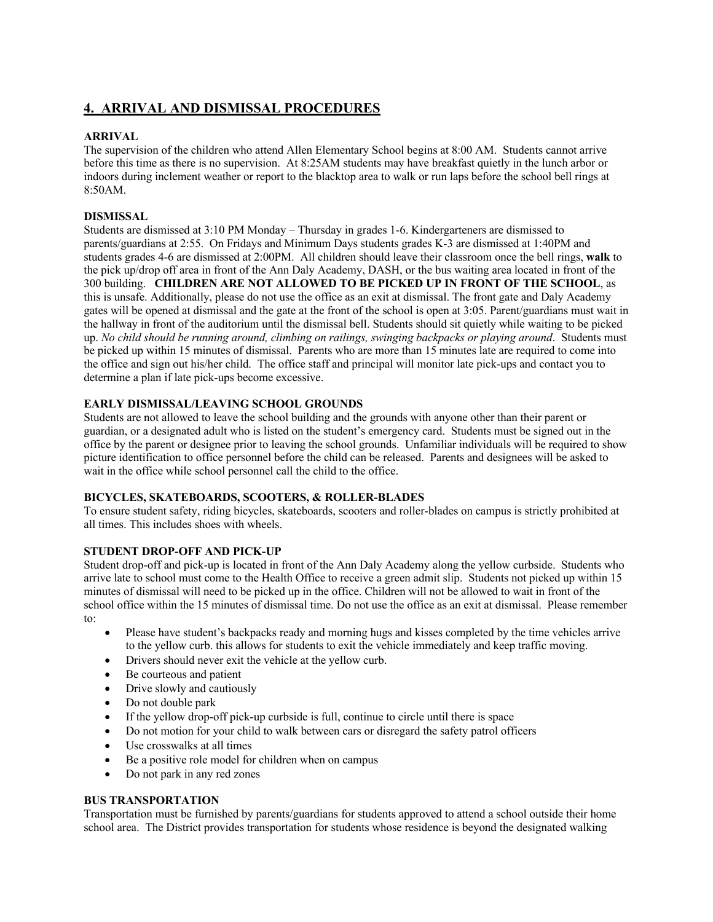## 4. ARRIVAL AND DISMISSAL PROCEDURES

### ARRIVAL

The supervision of the children who attend Allen Elementary School begins at 8:00 AM. Students cannot arrive before this time as there is no supervision. At 8:25AM students may have breakfast quietly in the lunch arbor or indoors during inclement weather or report to the blacktop area to walk or run laps before the school bell rings at 8:50AM.

### DISMISSAL

Students are dismissed at 3:10 PM Monday – Thursday in grades 1-6. Kindergarteners are dismissed to parents/guardians at 2:55. On Fridays and Minimum Days students grades K-3 are dismissed at 1:40PM and students grades 4-6 are dismissed at 2:00PM. All children should leave their classroom once the bell rings, **walk** to the pick up/drop off area in front of the Ann Daly Academy, DASH, or the bus waiting area located in front of the 300 building. **CHILDREN ARE NOT ALLOWED TO BE PICKED UP IN FRONT OF THE SCHOOL**, as this is unsafe. Additionally, please do not use the office as an exit at dismissal. The front gate and Daly Academy gates will be opened at dismissal and the gate at the front of the school is open at 3:05. Parent/guardians must wait in the hallway in front of the auditorium until the dismissal bell. Students should sit quietly while waiting to be picked up. *No child should be running around, climbing on railings, swinging backpacks or playing around*. Students must be picked up within 15 minutes of dismissal. Parents who are more than 15 minutes late are required to come into the office and sign out his/her child. The office staff and principal will monitor late pick-ups and contact you to determine a plan if late pick-ups become excessive.

### EARLY DISMISSAL/LEAVING SCHOOL GROUNDS

Students are not allowed to leave the school building and the grounds with anyone other than their parent or guardian, or a designated adult who is listed on the student's emergency card. Students must be signed out in the office by the parent or designee prior to leaving the school grounds. Unfamiliar individuals will be required to show picture identification to office personnel before the child can be released. Parents and designees will be asked to wait in the office while school personnel call the child to the office.

### BICYCLES, SKATEBOARDS, SCOOTERS, & ROLLER-BLADES

To ensure student safety, riding bicycles, skateboards, scooters and roller-blades on campus is strictly prohibited at all times. This includes shoes with wheels.

### STUDENT DROP-OFF AND PICK-UP

Student drop-off and pick-up is located in front of the Ann Daly Academy along the yellow curbside. Students who arrive late to school must come to the Health Office to receive a green admit slip. Students not picked up within 15 minutes of dismissal will need to be picked up in the office. Children will not be allowed to wait in front of the school office within the 15 minutes of dismissal time. Do not use the office as an exit at dismissal. Please remember to:

- Please have student's backpacks ready and morning hugs and kisses completed by the time vehicles arrive to the yellow curb. this allows for students to exit the vehicle immediately and keep traffic moving.
- Drivers should never exit the vehicle at the yellow curb.
- Be courteous and patient
- Drive slowly and cautiously
- Do not double park
- If the yellow drop-off pick-up curbside is full, continue to circle until there is space
- Do not motion for your child to walk between cars or disregard the safety patrol officers
- Use crosswalks at all times
- Be a positive role model for children when on campus
- Do not park in any red zones

### BUS TRANSPORTATION

Transportation must be furnished by parents/guardians for students approved to attend a school outside their home school area. The District provides transportation for students whose residence is beyond the designated walking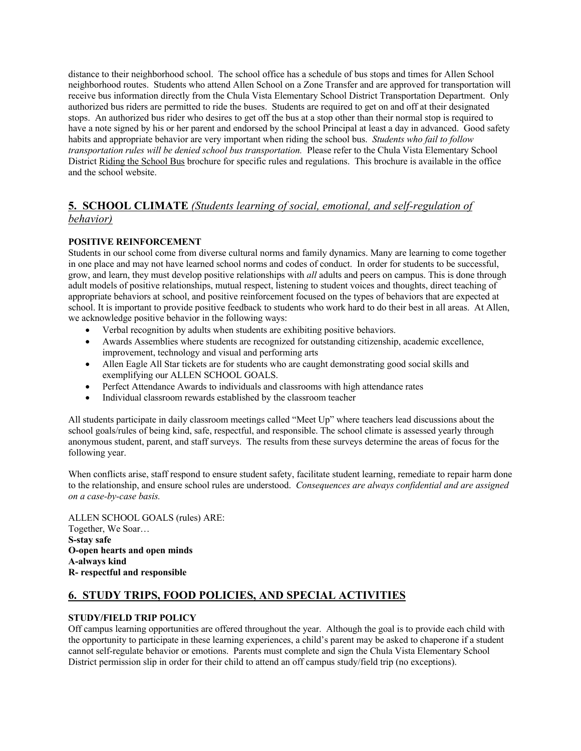distance to their neighborhood school. The school office has a schedule of bus stops and times for Allen School neighborhood routes. Students who attend Allen School on a Zone Transfer and are approved for transportation will receive bus information directly from the Chula Vista Elementary School District Transportation Department. Only authorized bus riders are permitted to ride the buses. Students are required to get on and off at their designated stops. An authorized bus rider who desires to get off the bus at a stop other than their normal stop is required to have a note signed by his or her parent and endorsed by the school Principal at least a day in advanced. Good safety habits and appropriate behavior are very important when riding the school bus. *Students who fail to follow transportation rules will be denied school bus transportation.* Please refer to the Chula Vista Elementary School District Riding the School Bus brochure for specific rules and regulations. This brochure is available in the office and the school website.

## 5. SCHOOL CLIMATE *(Students learning of social, emotional, and self-regulation of behavior)*

**POSITIVE REINFORCEMENT**

Students in our school come from diverse cultural norms and family dynamics. Many are learning to come together in one place and may not have learned school norms and codes of conduct. In order for students to be successful, grow, and learn, they must develop positive relationships with *all* adults and peers on campus. This is done through adult models of positive relationships, mutual respect, listening to student voices and thoughts, direct teaching of appropriate behaviors at school, and positive reinforcement focused on the types of behaviors that are expected at school. It is important to provide positive feedback to students who work hard to do their best in all areas. At Allen, we acknowledge positive behavior in the following ways:

- Verbal recognition by adults when students are exhibiting positive behaviors.
- Awards Assemblies where students are recognized for outstanding citizenship, academic excellence, improvement, technology and visual and performing arts
- Allen Eagle All Star tickets are for students who are caught demonstrating good social skills and exemplifying our ALLEN SCHOOL GOALS.
- Perfect Attendance Awards to individuals and classrooms with high attendance rates
- Individual classroom rewards established by the classroom teacher

All students participate in daily classroom meetings called "Meet Up" where teachers lead discussions about the school goals/rules of being kind, safe, respectful, and responsible. The school climate is assessed yearly through anonymous student, parent, and staff surveys. The results from these surveys determine the areas of focus for the following year.

When conflicts arise, staff respond to ensure student safety, facilitate student learning, remediate to repair harm done to the relationship, and ensure school rules are understood. *Consequences are always confidential and are assigned on a case-by-case basis.*

ALLEN SCHOOL GOALS (rules) ARE:
Together, We Soar…
**S-stay safe**
**O-open hearts and open minds**
**A-always kind**
**R- respectful and responsible**

## 6. STUDY TRIPS, FOOD POLICIES, AND SPECIAL ACTIVITIES

**STUDY/FIELD TRIP POLICY**

Off campus learning opportunities are offered throughout the year. Although the goal is to provide each child with the opportunity to participate in these learning experiences, a child's parent may be asked to chaperone if a student cannot self-regulate behavior or emotions. Parents must complete and sign the Chula Vista Elementary School District permission slip in order for their child to attend an off campus study/field trip (no exceptions).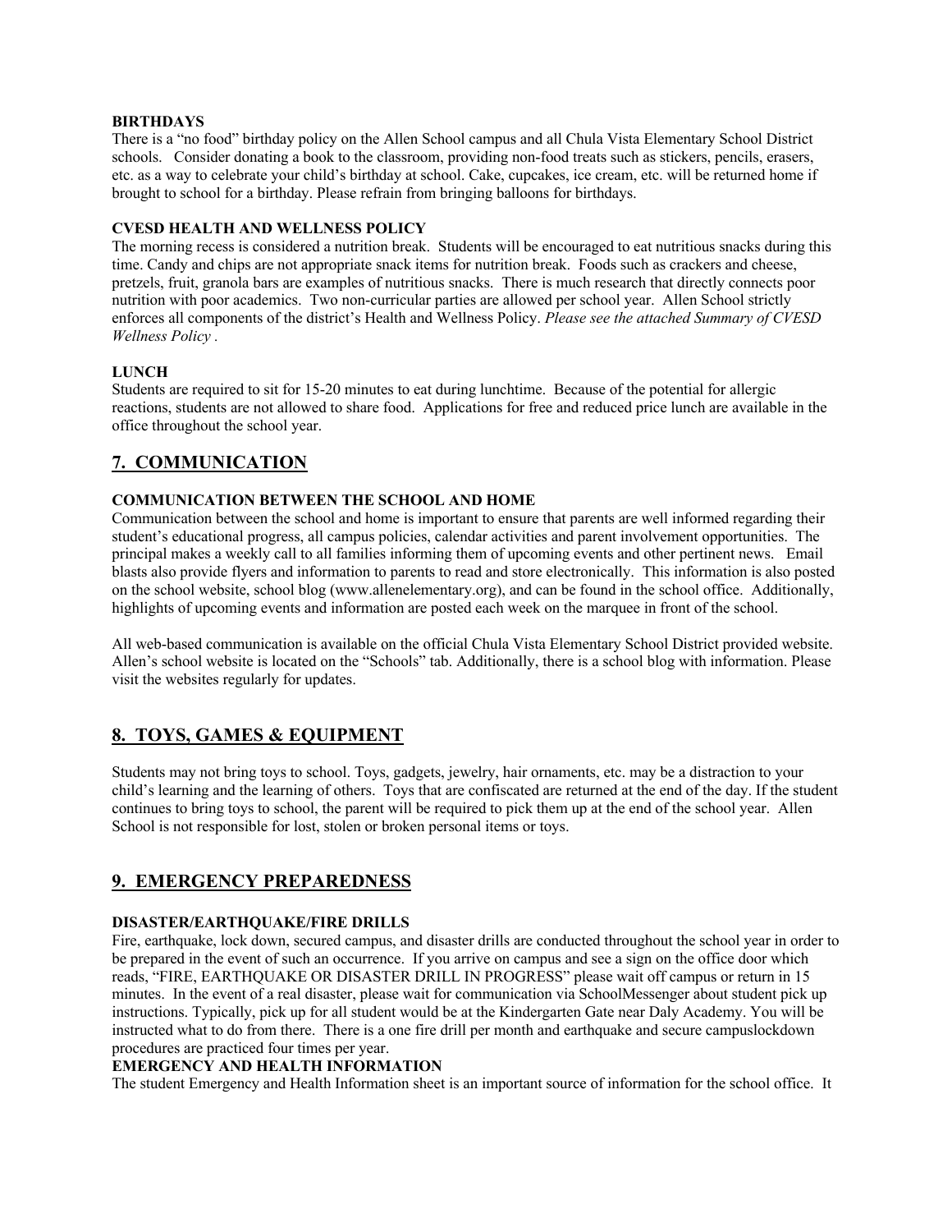**BIRTHDAYS**

There is a "no food" birthday policy on the Allen School campus and all Chula Vista Elementary School District schools. Consider donating a book to the classroom, providing non-food treats such as stickers, pencils, erasers, etc. as a way to celebrate your child's birthday at school. Cake, cupcakes, ice cream, etc. will be returned home if brought to school for a birthday. Please refrain from bringing balloons for birthdays.

**CVESD HEALTH AND WELLNESS POLICY**

The morning recess is considered a nutrition break. Students will be encouraged to eat nutritious snacks during this time. Candy and chips are not appropriate snack items for nutrition break. Foods such as crackers and cheese, pretzels, fruit, granola bars are examples of nutritious snacks. There is much research that directly connects poor nutrition with poor academics. Two non-curricular parties are allowed per school year. Allen School strictly enforces all components of the district's Health and Wellness Policy. *Please see the attached Summary of CVESD Wellness Policy .*

**LUNCH**

Students are required to sit for 15-20 minutes to eat during lunchtime. Because of the potential for allergic reactions, students are not allowed to share food. Applications for free and reduced price lunch are available in the office throughout the school year.

## 7. COMMUNICATION

**COMMUNICATION BETWEEN THE SCHOOL AND HOME**

Communication between the school and home is important to ensure that parents are well informed regarding their student's educational progress, all campus policies, calendar activities and parent involvement opportunities. The principal makes a weekly call to all families informing them of upcoming events and other pertinent news. Email blasts also provide flyers and information to parents to read and store electronically. This information is also posted on the school website, school blog (www.allenelementary.org), and can be found in the school office. Additionally, highlights of upcoming events and information are posted each week on the marquee in front of the school.

All web-based communication is available on the official Chula Vista Elementary School District provided website. Allen's school website is located on the "Schools" tab. Additionally, there is a school blog with information. Please visit the websites regularly for updates.

## 8. TOYS, GAMES & EQUIPMENT

Students may not bring toys to school. Toys, gadgets, jewelry, hair ornaments, etc. may be a distraction to your child's learning and the learning of others. Toys that are confiscated are returned at the end of the day. If the student continues to bring toys to school, the parent will be required to pick them up at the end of the school year. Allen School is not responsible for lost, stolen or broken personal items or toys.

## 9. EMERGENCY PREPAREDNESS

**DISASTER/EARTHQUAKE/FIRE DRILLS**

Fire, earthquake, lock down, secured campus, and disaster drills are conducted throughout the school year in order to be prepared in the event of such an occurrence. If you arrive on campus and see a sign on the office door which reads, "FIRE, EARTHQUAKE OR DISASTER DRILL IN PROGRESS" please wait off campus or return in 15 minutes. In the event of a real disaster, please wait for communication via SchoolMessenger about student pick up instructions. Typically, pick up for all student would be at the Kindergarten Gate near Daly Academy. You will be instructed what to do from there. There is a one fire drill per month and earthquake and secure campuslockdown procedures are practiced four times per year.

**EMERGENCY AND HEALTH INFORMATION**

The student Emergency and Health Information sheet is an important source of information for the school office. It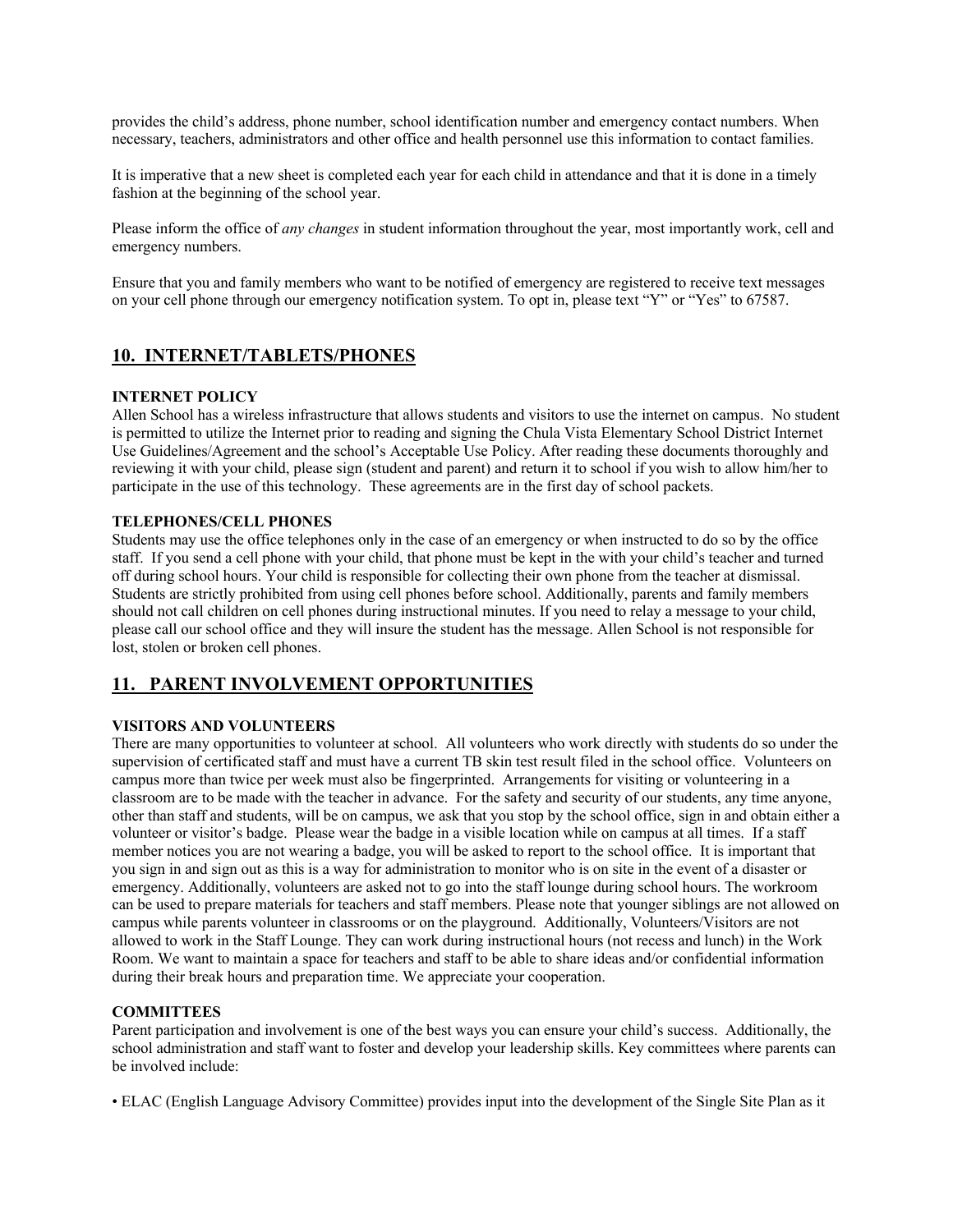provides the child's address, phone number, school identification number and emergency contact numbers. When necessary, teachers, administrators and other office and health personnel use this information to contact families.

It is imperative that a new sheet is completed each year for each child in attendance and that it is done in a timely fashion at the beginning of the school year.

Please inform the office of *any changes* in student information throughout the year, most importantly work, cell and emergency numbers.

Ensure that you and family members who want to be notified of emergency are registered to receive text messages on your cell phone through our emergency notification system. To opt in, please text "Y" or "Yes" to 67587.

## 10. INTERNET/TABLETS/PHONES

**INTERNET POLICY**

Allen School has a wireless infrastructure that allows students and visitors to use the internet on campus. No student is permitted to utilize the Internet prior to reading and signing the Chula Vista Elementary School District Internet Use Guidelines/Agreement and the school's Acceptable Use Policy. After reading these documents thoroughly and reviewing it with your child, please sign (student and parent) and return it to school if you wish to allow him/her to participate in the use of this technology. These agreements are in the first day of school packets.

**TELEPHONES/CELL PHONES**

Students may use the office telephones only in the case of an emergency or when instructed to do so by the office staff. If you send a cell phone with your child, that phone must be kept in the with your child's teacher and turned off during school hours. Your child is responsible for collecting their own phone from the teacher at dismissal. Students are strictly prohibited from using cell phones before school. Additionally, parents and family members should not call children on cell phones during instructional minutes. If you need to relay a message to your child, please call our school office and they will insure the student has the message. Allen School is not responsible for lost, stolen or broken cell phones.

## 11. PARENT INVOLVEMENT OPPORTUNITIES

**VISITORS AND VOLUNTEERS**

There are many opportunities to volunteer at school. All volunteers who work directly with students do so under the supervision of certificated staff and must have a current TB skin test result filed in the school office. Volunteers on campus more than twice per week must also be fingerprinted. Arrangements for visiting or volunteering in a classroom are to be made with the teacher in advance. For the safety and security of our students, any time anyone, other than staff and students, will be on campus, we ask that you stop by the school office, sign in and obtain either a volunteer or visitor's badge. Please wear the badge in a visible location while on campus at all times. If a staff member notices you are not wearing a badge, you will be asked to report to the school office. It is important that you sign in and sign out as this is a way for administration to monitor who is on site in the event of a disaster or emergency. Additionally, volunteers are asked not to go into the staff lounge during school hours. The workroom can be used to prepare materials for teachers and staff members. Please note that younger siblings are not allowed on campus while parents volunteer in classrooms or on the playground. Additionally, Volunteers/Visitors are not allowed to work in the Staff Lounge. They can work during instructional hours (not recess and lunch) in the Work Room. We want to maintain a space for teachers and staff to be able to share ideas and/or confidential information during their break hours and preparation time. We appreciate your cooperation.

**COMMITTEES**

Parent participation and involvement is one of the best ways you can ensure your child's success. Additionally, the school administration and staff want to foster and develop your leadership skills. Key committees where parents can be involved include:

• ELAC (English Language Advisory Committee) provides input into the development of the Single Site Plan as it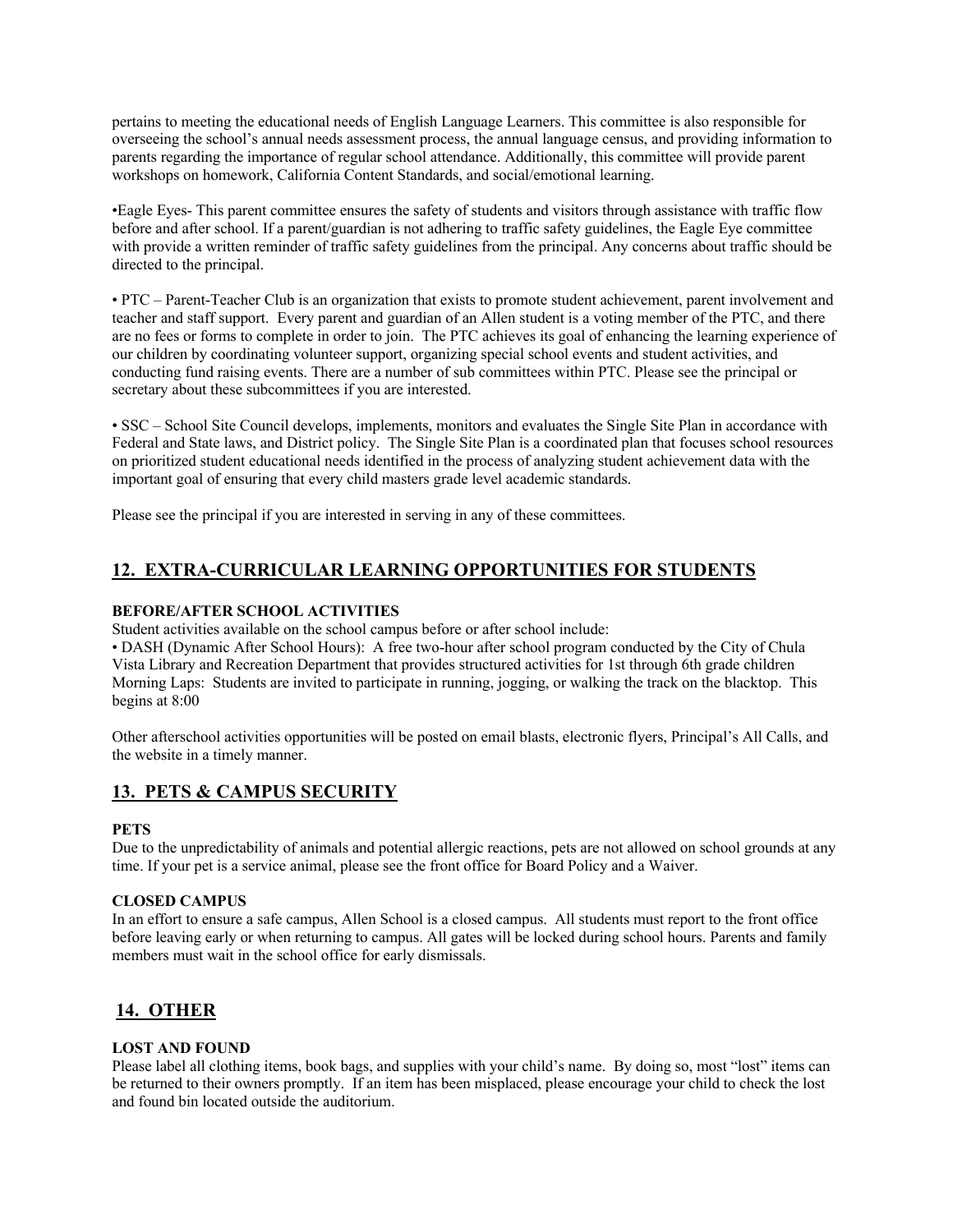pertains to meeting the educational needs of English Language Learners. This committee is also responsible for overseeing the school's annual needs assessment process, the annual language census, and providing information to parents regarding the importance of regular school attendance. Additionally, this committee will provide parent workshops on homework, California Content Standards, and social/emotional learning.

•Eagle Eyes- This parent committee ensures the safety of students and visitors through assistance with traffic flow before and after school. If a parent/guardian is not adhering to traffic safety guidelines, the Eagle Eye committee with provide a written reminder of traffic safety guidelines from the principal. Any concerns about traffic should be directed to the principal.

• PTC – Parent-Teacher Club is an organization that exists to promote student achievement, parent involvement and teacher and staff support. Every parent and guardian of an Allen student is a voting member of the PTC, and there are no fees or forms to complete in order to join. The PTC achieves its goal of enhancing the learning experience of our children by coordinating volunteer support, organizing special school events and student activities, and conducting fund raising events. There are a number of sub committees within PTC. Please see the principal or secretary about these subcommittees if you are interested.

• SSC – School Site Council develops, implements, monitors and evaluates the Single Site Plan in accordance with Federal and State laws, and District policy. The Single Site Plan is a coordinated plan that focuses school resources on prioritized student educational needs identified in the process of analyzing student achievement data with the important goal of ensuring that every child masters grade level academic standards.

Please see the principal if you are interested in serving in any of these committees.

## 12. EXTRA-CURRICULAR LEARNING OPPORTUNITIES FOR STUDENTS

**BEFORE/AFTER SCHOOL ACTIVITIES**

Student activities available on the school campus before or after school include:

• DASH (Dynamic After School Hours): A free two-hour after school program conducted by the City of Chula Vista Library and Recreation Department that provides structured activities for 1st through 6th grade children

Morning Laps: Students are invited to participate in running, jogging, or walking the track on the blacktop. This begins at 8:00

Other afterschool activities opportunities will be posted on email blasts, electronic flyers, Principal's All Calls, and the website in a timely manner.

## 13. PETS & CAMPUS SECURITY

**PETS**

Due to the unpredictability of animals and potential allergic reactions, pets are not allowed on school grounds at any time. If your pet is a service animal, please see the front office for Board Policy and a Waiver.

**CLOSED CAMPUS**

In an effort to ensure a safe campus, Allen School is a closed campus. All students must report to the front office before leaving early or when returning to campus. All gates will be locked during school hours. Parents and family members must wait in the school office for early dismissals.

## 14. OTHER

**LOST AND FOUND**

Please label all clothing items, book bags, and supplies with your child's name. By doing so, most "lost" items can be returned to their owners promptly. If an item has been misplaced, please encourage your child to check the lost and found bin located outside the auditorium.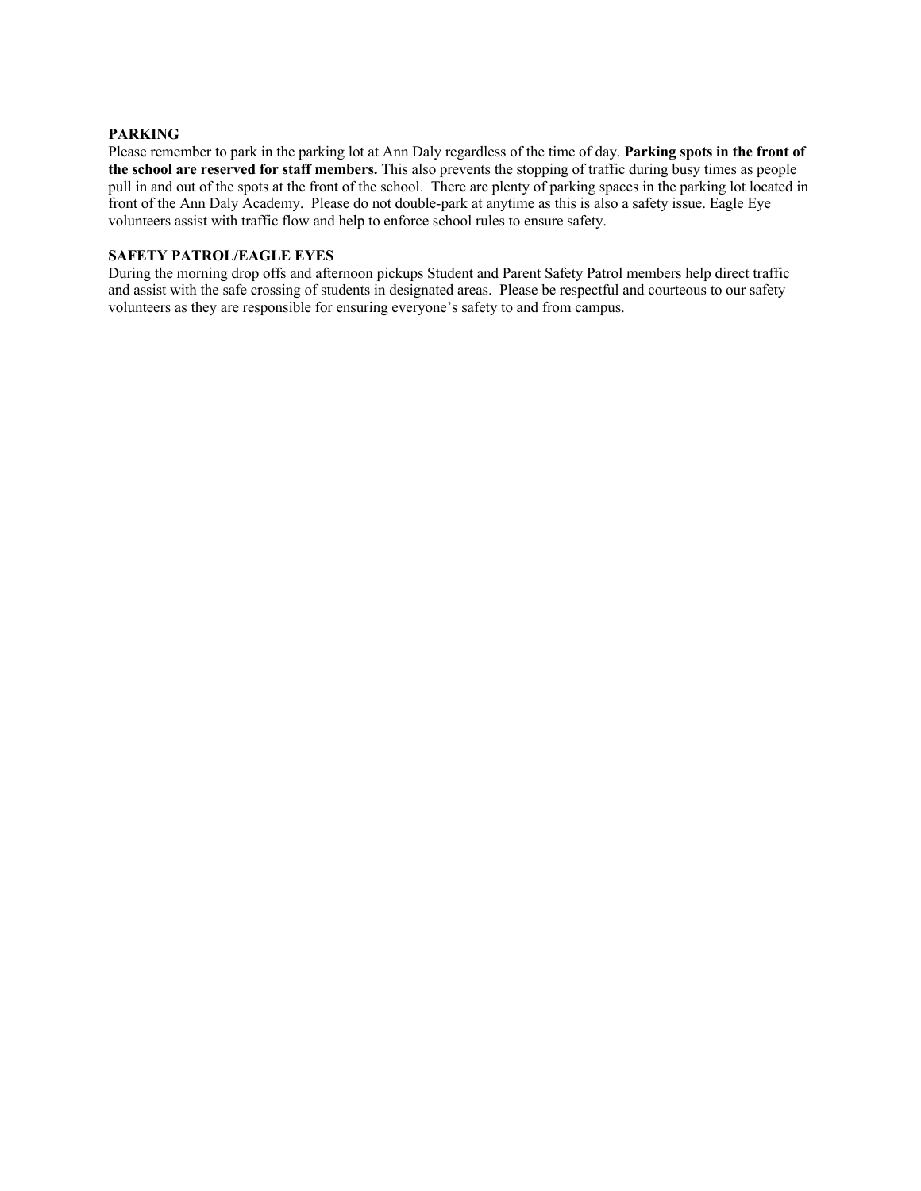**PARKING**

Please remember to park in the parking lot at Ann Daly regardless of the time of day. **Parking spots in the front of the school are reserved for staff members.** This also prevents the stopping of traffic during busy times as people pull in and out of the spots at the front of the school. There are plenty of parking spaces in the parking lot located in front of the Ann Daly Academy. Please do not double-park at anytime as this is also a safety issue. Eagle Eye volunteers assist with traffic flow and help to enforce school rules to ensure safety.

**SAFETY PATROL/EAGLE EYES**

During the morning drop offs and afternoon pickups Student and Parent Safety Patrol members help direct traffic and assist with the safe crossing of students in designated areas. Please be respectful and courteous to our safety volunteers as they are responsible for ensuring everyone's safety to and from campus.